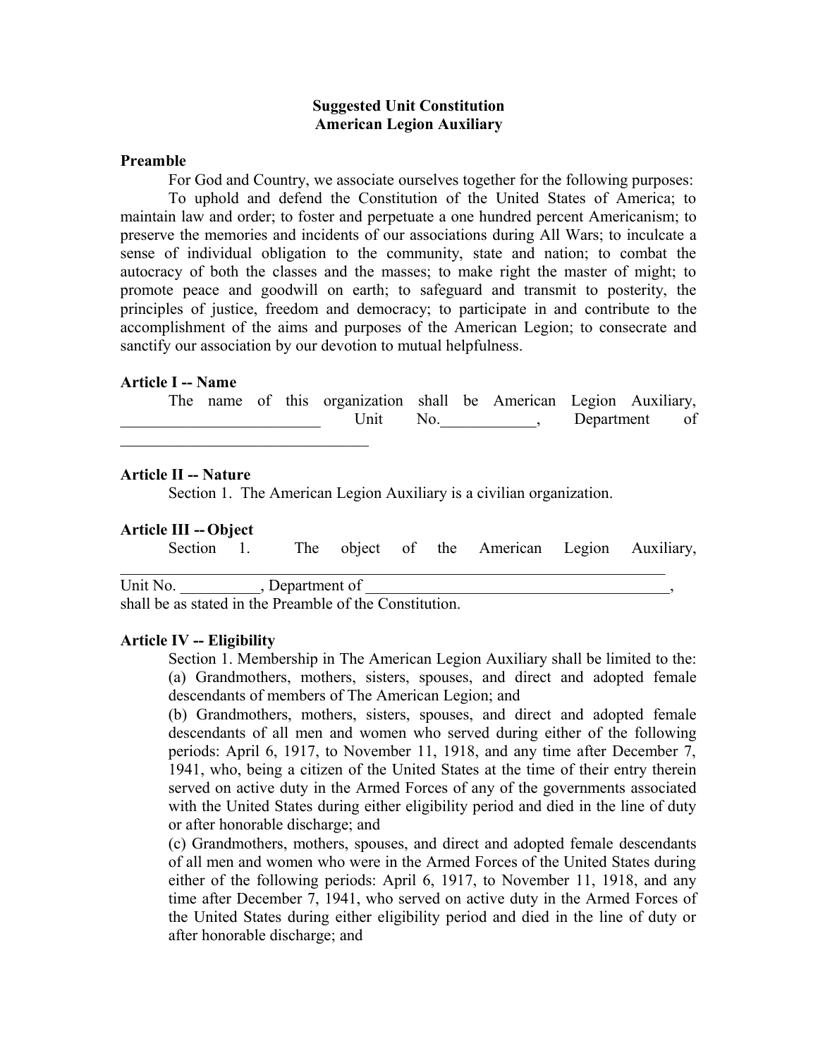# Suggested Unit Constitution
# American Legion Auxiliary

## Preamble

For God and Country, we associate ourselves together for the following purposes:

To uphold and defend the Constitution of the United States of America; to maintain law and order; to foster and perpetuate a one hundred percent Americanism; to preserve the memories and incidents of our associations during All Wars; to inculcate a sense of individual obligation to the community, state and nation; to combat the autocracy of both the classes and the masses; to make right the master of might; to promote peace and goodwill on earth; to safeguard and transmit to posterity, the principles of justice, freedom and democracy; to participate in and contribute to the accomplishment of the aims and purposes of the American Legion; to consecrate and sanctify our association by our devotion to mutual helpfulness.

## Article I -- Name

The name of this organization shall be American Legion Auxiliary, _________________________ Unit No.____________, Department of _______________________________

## Article II -- Nature

Section 1. The American Legion Auxiliary is a civilian organization.

## Article III -- Object

Section 1. The object of the American Legion Auxiliary, _____________________________________________________________________ Unit No. __________, Department of ______________________________________, shall be as stated in the Preamble of the Constitution.

## Article IV -- Eligibility

Section 1. Membership in The American Legion Auxiliary shall be limited to the:

(a) Grandmothers, mothers, sisters, spouses, and direct and adopted female descendants of members of The American Legion; and

(b) Grandmothers, mothers, sisters, spouses, and direct and adopted female descendants of all men and women who served during either of the following periods: April 6, 1917, to November 11, 1918, and any time after December 7, 1941, who, being a citizen of the United States at the time of their entry therein served on active duty in the Armed Forces of any of the governments associated with the United States during either eligibility period and died in the line of duty or after honorable discharge; and

(c) Grandmothers, mothers, spouses, and direct and adopted female descendants of all men and women who were in the Armed Forces of the United States during either of the following periods: April 6, 1917, to November 11, 1918, and any time after December 7, 1941, who served on active duty in the Armed Forces of the United States during either eligibility period and died in the line of duty or after honorable discharge; and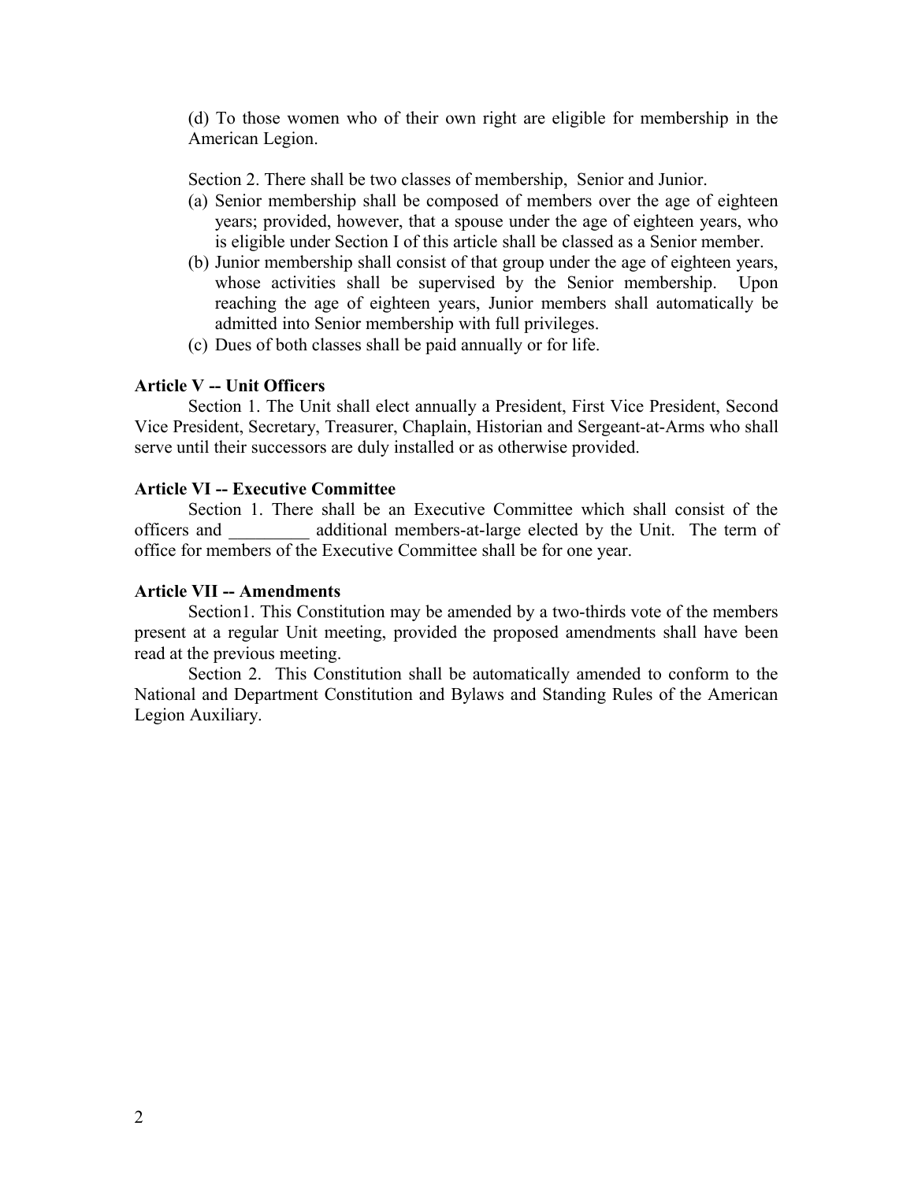(d) To those women who of their own right are eligible for membership in the American Legion.

Section 2. There shall be two classes of membership, Senior and Junior.

(a) Senior membership shall be composed of members over the age of eighteen years; provided, however, that a spouse under the age of eighteen years, who is eligible under Section I of this article shall be classed as a Senior member.
(b) Junior membership shall consist of that group under the age of eighteen years, whose activities shall be supervised by the Senior membership. Upon reaching the age of eighteen years, Junior members shall automatically be admitted into Senior membership with full privileges.
(c) Dues of both classes shall be paid annually or for life.

**Article V -- Unit Officers**

Section 1. The Unit shall elect annually a President, First Vice President, Second Vice President, Secretary, Treasurer, Chaplain, Historian and Sergeant-at-Arms who shall serve until their successors are duly installed or as otherwise provided.

**Article VI -- Executive Committee**

Section 1. There shall be an Executive Committee which shall consist of the officers and _________ additional members-at-large elected by the Unit. The term of office for members of the Executive Committee shall be for one year.

**Article VII -- Amendments**

Section1. This Constitution may be amended by a two-thirds vote of the members present at a regular Unit meeting, provided the proposed amendments shall have been read at the previous meeting.

Section 2. This Constitution shall be automatically amended to conform to the National and Department Constitution and Bylaws and Standing Rules of the American Legion Auxiliary.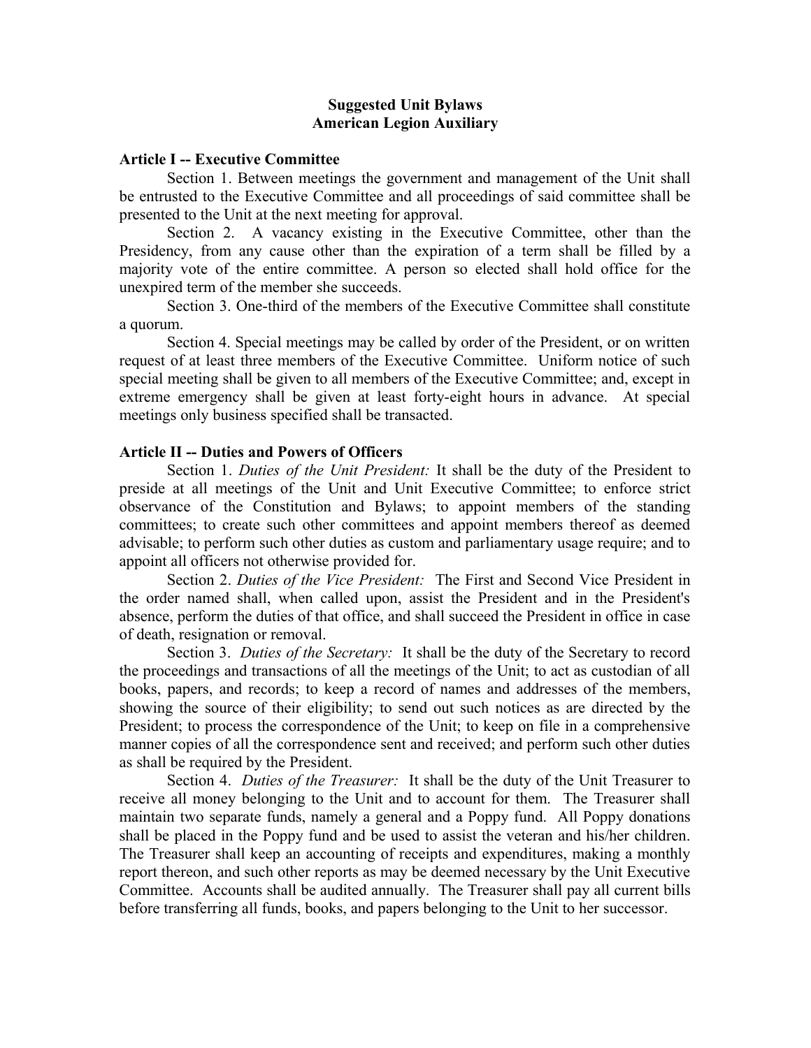# Suggested Unit Bylaws
# American Legion Auxiliary

## Article I -- Executive Committee

Section 1. Between meetings the government and management of the Unit shall be entrusted to the Executive Committee and all proceedings of said committee shall be presented to the Unit at the next meeting for approval.

Section 2. A vacancy existing in the Executive Committee, other than the Presidency, from any cause other than the expiration of a term shall be filled by a majority vote of the entire committee. A person so elected shall hold office for the unexpired term of the member she succeeds.

Section 3. One-third of the members of the Executive Committee shall constitute a quorum.

Section 4. Special meetings may be called by order of the President, or on written request of at least three members of the Executive Committee. Uniform notice of such special meeting shall be given to all members of the Executive Committee; and, except in extreme emergency shall be given at least forty-eight hours in advance. At special meetings only business specified shall be transacted.

## Article II -- Duties and Powers of Officers

Section 1. *Duties of the Unit President:* It shall be the duty of the President to preside at all meetings of the Unit and Unit Executive Committee; to enforce strict observance of the Constitution and Bylaws; to appoint members of the standing committees; to create such other committees and appoint members thereof as deemed advisable; to perform such other duties as custom and parliamentary usage require; and to appoint all officers not otherwise provided for.

Section 2. *Duties of the Vice President:* The First and Second Vice President in the order named shall, when called upon, assist the President and in the President's absence, perform the duties of that office, and shall succeed the President in office in case of death, resignation or removal.

Section 3. *Duties of the Secretary:* It shall be the duty of the Secretary to record the proceedings and transactions of all the meetings of the Unit; to act as custodian of all books, papers, and records; to keep a record of names and addresses of the members, showing the source of their eligibility; to send out such notices as are directed by the President; to process the correspondence of the Unit; to keep on file in a comprehensive manner copies of all the correspondence sent and received; and perform such other duties as shall be required by the President.

Section 4. *Duties of the Treasurer:* It shall be the duty of the Unit Treasurer to receive all money belonging to the Unit and to account for them. The Treasurer shall maintain two separate funds, namely a general and a Poppy fund. All Poppy donations shall be placed in the Poppy fund and be used to assist the veteran and his/her children. The Treasurer shall keep an accounting of receipts and expenditures, making a monthly report thereon, and such other reports as may be deemed necessary by the Unit Executive Committee. Accounts shall be audited annually. The Treasurer shall pay all current bills before transferring all funds, books, and papers belonging to the Unit to her successor.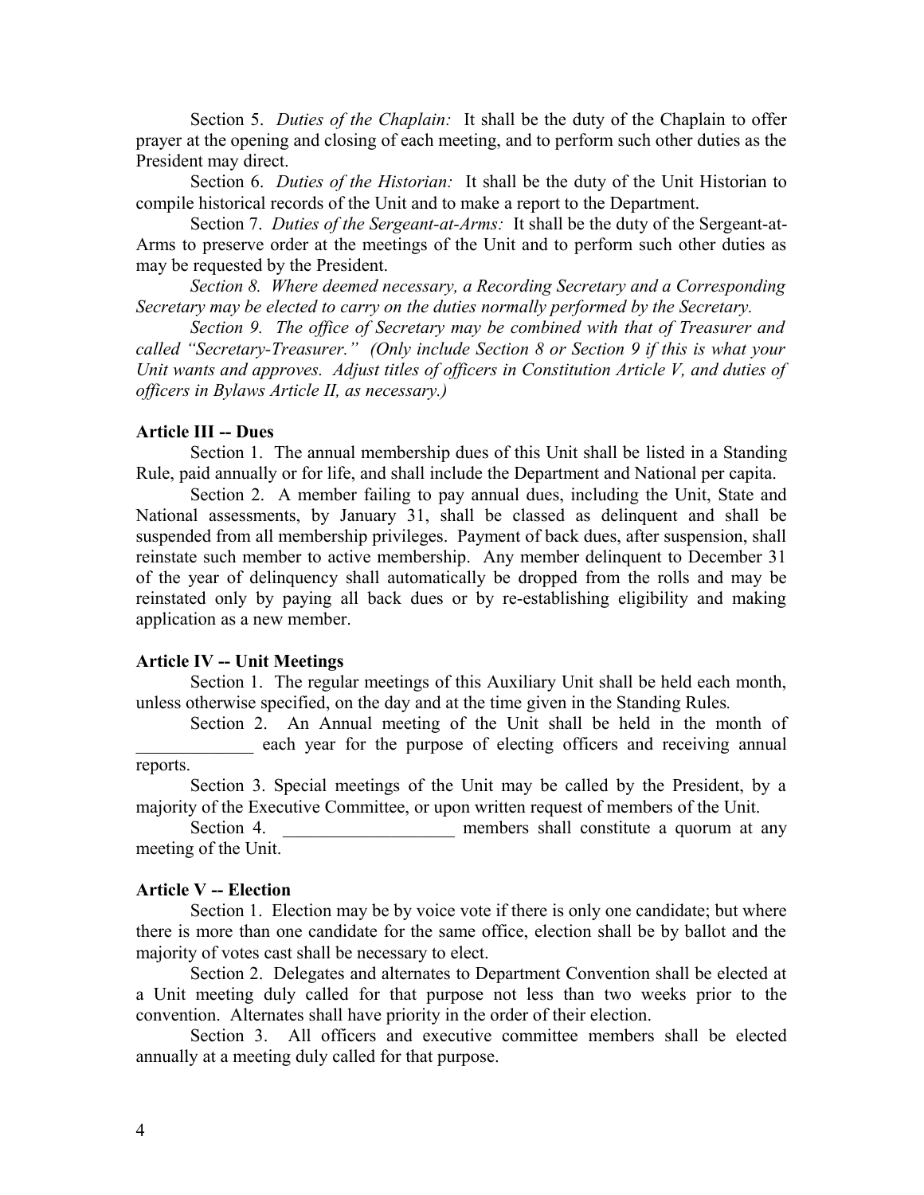Section 5. *Duties of the Chaplain:* It shall be the duty of the Chaplain to offer prayer at the opening and closing of each meeting, and to perform such other duties as the President may direct.

Section 6. *Duties of the Historian:* It shall be the duty of the Unit Historian to compile historical records of the Unit and to make a report to the Department.

Section 7. *Duties of the Sergeant-at-Arms:* It shall be the duty of the Sergeant-at-Arms to preserve order at the meetings of the Unit and to perform such other duties as may be requested by the President.

*Section 8. Where deemed necessary, a Recording Secretary and a Corresponding Secretary may be elected to carry on the duties normally performed by the Secretary.*

*Section 9. The office of Secretary may be combined with that of Treasurer and called "Secretary-Treasurer." (Only include Section 8 or Section 9 if this is what your Unit wants and approves. Adjust titles of officers in Constitution Article V, and duties of officers in Bylaws Article II, as necessary.)*

**Article III -- Dues**

Section 1. The annual membership dues of this Unit shall be listed in a Standing Rule, paid annually or for life, and shall include the Department and National per capita.

Section 2. A member failing to pay annual dues, including the Unit, State and National assessments, by January 31, shall be classed as delinquent and shall be suspended from all membership privileges. Payment of back dues, after suspension, shall reinstate such member to active membership. Any member delinquent to December 31 of the year of delinquency shall automatically be dropped from the rolls and may be reinstated only by paying all back dues or by re-establishing eligibility and making application as a new member.

**Article IV -- Unit Meetings**

Section 1. The regular meetings of this Auxiliary Unit shall be held each month, unless otherwise specified, on the day and at the time given in the Standing Rules.

Section 2. An Annual meeting of the Unit shall be held in the month of _____________ each year for the purpose of electing officers and receiving annual reports.

Section 3. Special meetings of the Unit may be called by the President, by a majority of the Executive Committee, or upon written request of members of the Unit.

Section 4. ___________________ members shall constitute a quorum at any meeting of the Unit.

**Article V -- Election**

Section 1. Election may be by voice vote if there is only one candidate; but where there is more than one candidate for the same office, election shall be by ballot and the majority of votes cast shall be necessary to elect.

Section 2. Delegates and alternates to Department Convention shall be elected at a Unit meeting duly called for that purpose not less than two weeks prior to the convention. Alternates shall have priority in the order of their election.

Section 3. All officers and executive committee members shall be elected annually at a meeting duly called for that purpose.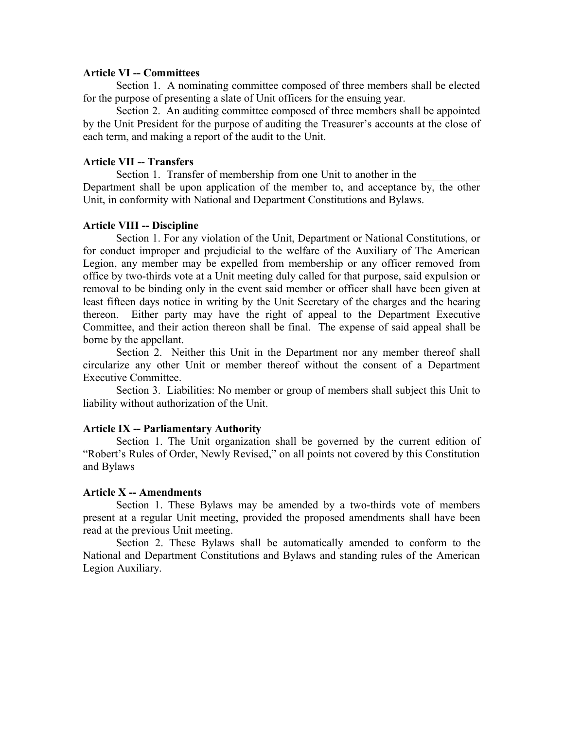**Article VI -- Committees**

Section 1. A nominating committee composed of three members shall be elected for the purpose of presenting a slate of Unit officers for the ensuing year.

Section 2. An auditing committee composed of three members shall be appointed by the Unit President for the purpose of auditing the Treasurer's accounts at the close of each term, and making a report of the audit to the Unit.

**Article VII -- Transfers**

Section 1. Transfer of membership from one Unit to another in the ___________ Department shall be upon application of the member to, and acceptance by, the other Unit, in conformity with National and Department Constitutions and Bylaws.

**Article VIII -- Discipline**

Section 1. For any violation of the Unit, Department or National Constitutions, or for conduct improper and prejudicial to the welfare of the Auxiliary of The American Legion, any member may be expelled from membership or any officer removed from office by two-thirds vote at a Unit meeting duly called for that purpose, said expulsion or removal to be binding only in the event said member or officer shall have been given at least fifteen days notice in writing by the Unit Secretary of the charges and the hearing thereon. Either party may have the right of appeal to the Department Executive Committee, and their action thereon shall be final. The expense of said appeal shall be borne by the appellant.

Section 2. Neither this Unit in the Department nor any member thereof shall circularize any other Unit or member thereof without the consent of a Department Executive Committee.

Section 3. Liabilities: No member or group of members shall subject this Unit to liability without authorization of the Unit.

**Article IX -- Parliamentary Authority**

Section 1. The Unit organization shall be governed by the current edition of "Robert's Rules of Order, Newly Revised," on all points not covered by this Constitution and Bylaws

**Article X -- Amendments**

Section 1. These Bylaws may be amended by a two-thirds vote of members present at a regular Unit meeting, provided the proposed amendments shall have been read at the previous Unit meeting.

Section 2. These Bylaws shall be automatically amended to conform to the National and Department Constitutions and Bylaws and standing rules of the American Legion Auxiliary.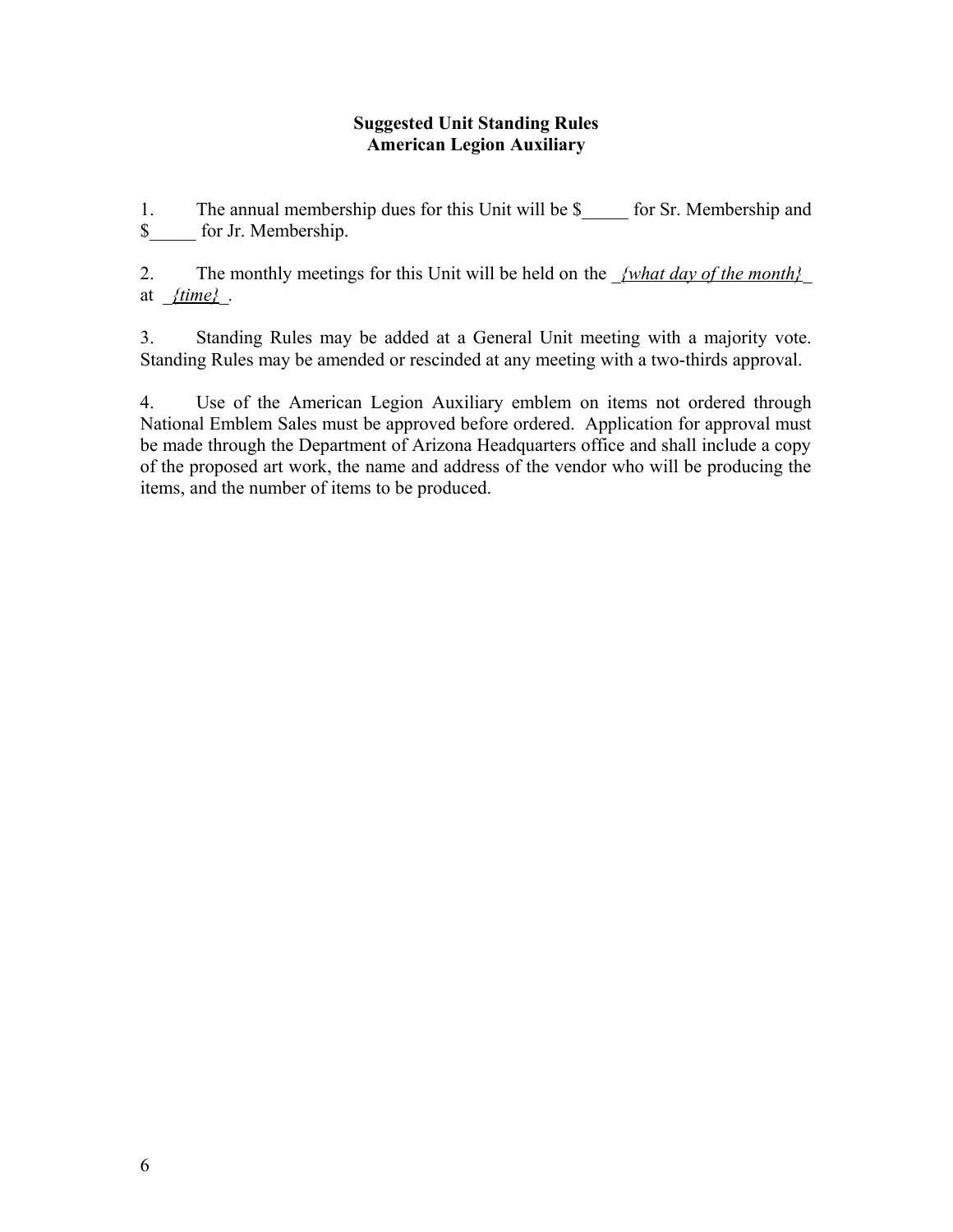**Suggested Unit Standing Rules**
**American Legion Auxiliary**

1. The annual membership dues for this Unit will be $_____ for Sr. Membership and $_____ for Jr. Membership.

2. The monthly meetings for this Unit will be held on the _*{what day of the month}*_ at _*{time}*_.

3. Standing Rules may be added at a General Unit meeting with a majority vote. Standing Rules may be amended or rescinded at any meeting with a two-thirds approval.

4. Use of the American Legion Auxiliary emblem on items not ordered through National Emblem Sales must be approved before ordered. Application for approval must be made through the Department of Arizona Headquarters office and shall include a copy of the proposed art work, the name and address of the vendor who will be producing the items, and the number of items to be produced.